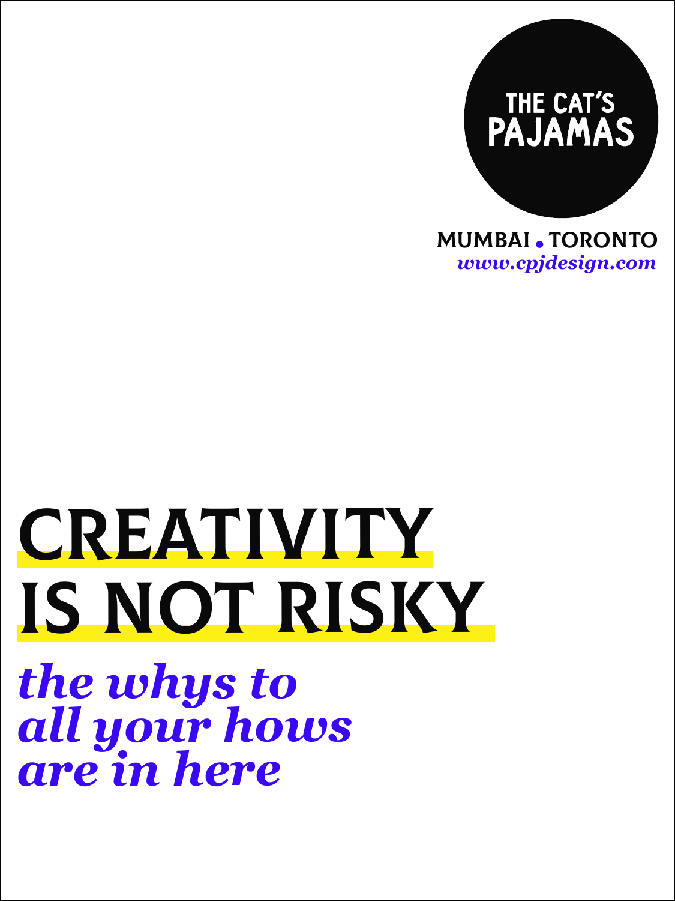THE CAT'S PAJAMAS

MUMBAI . TORONTO

*www.cpjdesign.com*

# CREATIVITY IS NOT RISKY

***the whys to all your hows are in here***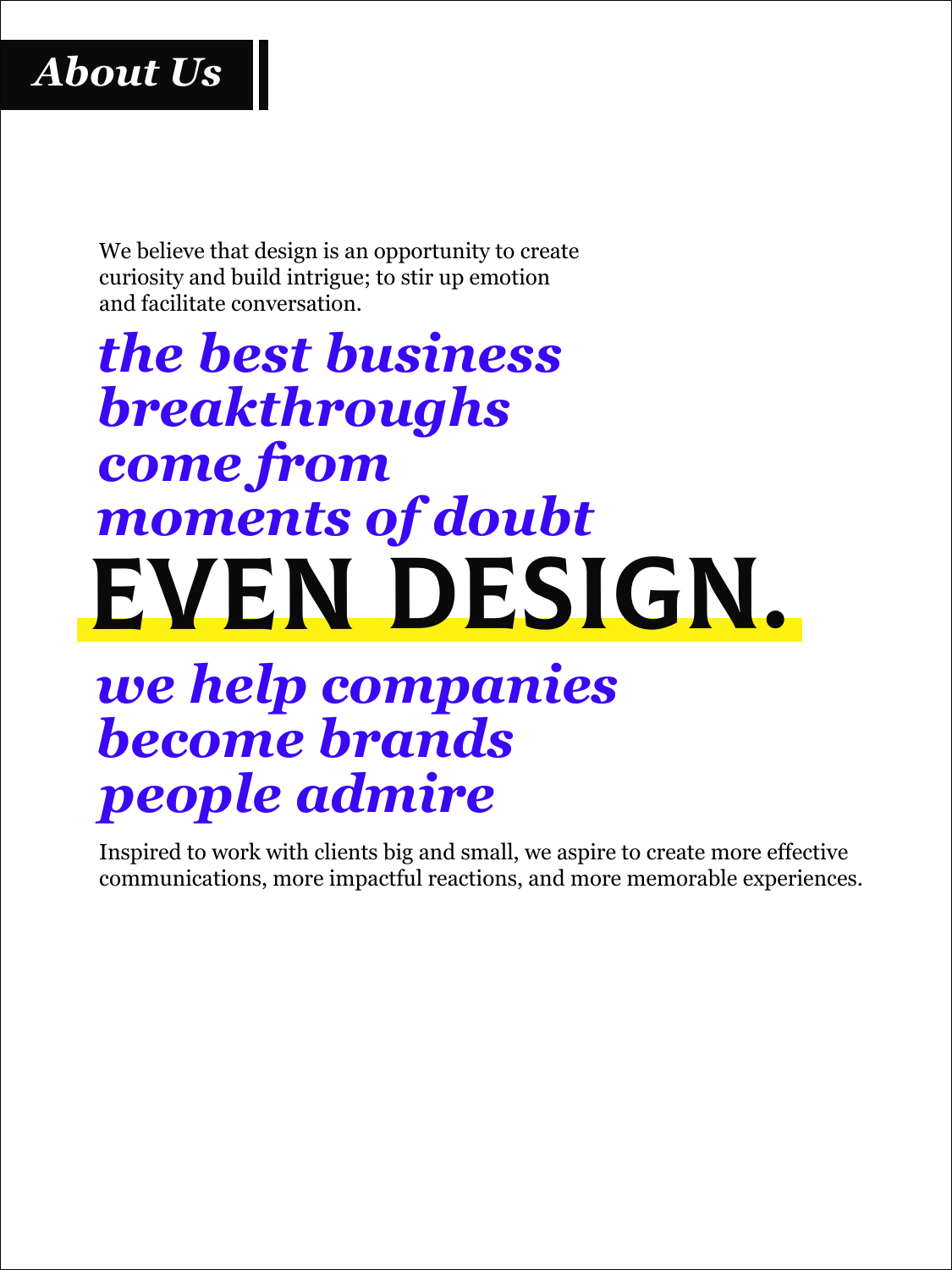# *About Us*

We believe that design is an opportunity to create curiosity and build intrigue; to stir up emotion and facilitate conversation.

***the best business breakthroughs come from moments of doubt***

## EVEN DESIGN.

***we help companies become brands people admire***

Inspired to work with clients big and small, we aspire to create more effective communications, more impactful reactions, and more memorable experiences.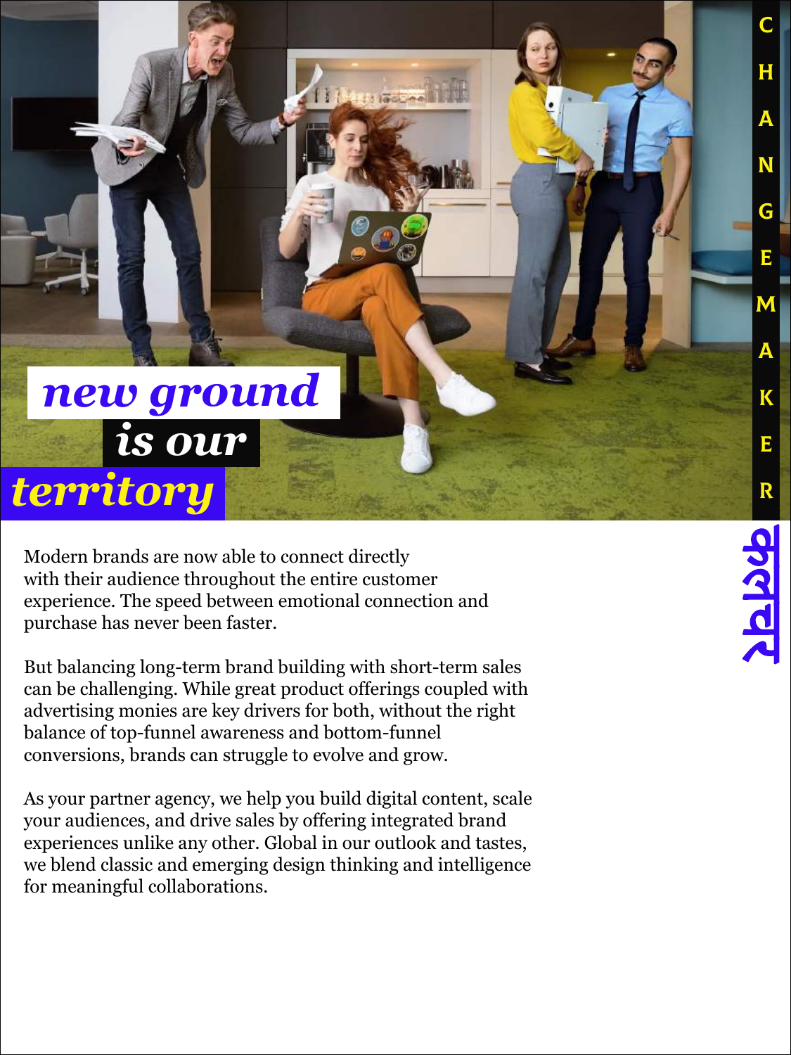# new ground is our territory

CHANGEMAKER

Modern brands are now able to connect directly with their audience throughout the entire customer experience. The speed between emotional connection and purchase has never been faster.

But balancing long-term brand building with short-term sales can be challenging. While great product offerings coupled with advertising monies are key drivers for both, without the right balance of top-funnel awareness and bottom-funnel conversions, brands can struggle to evolve and grow.

As your partner agency, we help you build digital content, scale your audiences, and drive sales by offering integrated brand experiences unlike any other. Global in our outlook and tastes, we blend classic and emerging design thinking and intelligence for meaningful collaborations.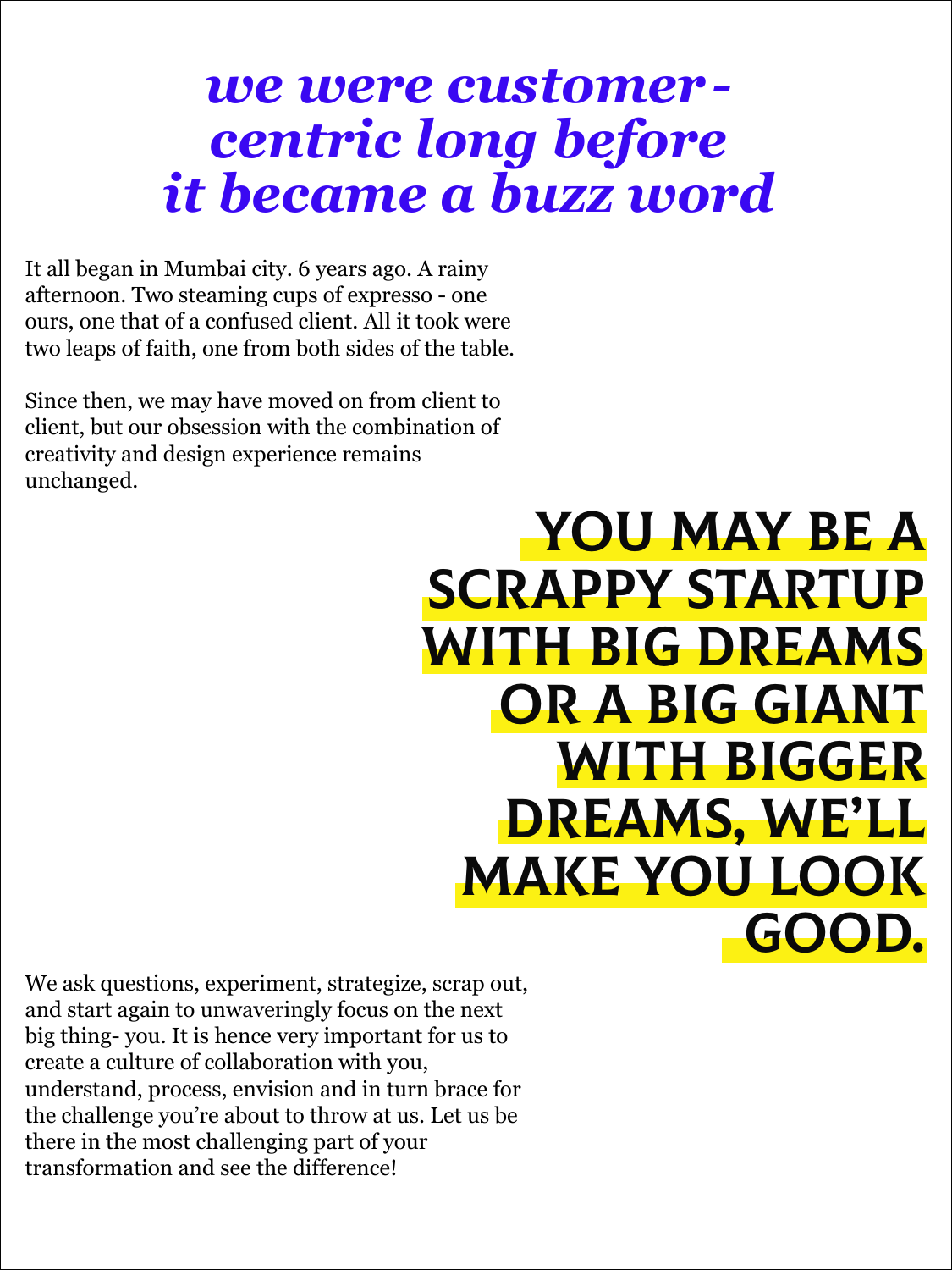# *we were customer-centric long before it became a buzz word*

It all began in Mumbai city. 6 years ago. A rainy afternoon. Two steaming cups of expresso - one ours, one that of a confused client. All it took were two leaps of faith, one from both sides of the table.

Since then, we may have moved on from client to client, but our obsession with the combination of creativity and design experience remains unchanged.

**YOU MAY BE A SCRAPPY STARTUP WITH BIG DREAMS OR A BIG GIANT WITH BIGGER DREAMS, WE'LL MAKE YOU LOOK GOOD.**

We ask questions, experiment, strategize, scrap out, and start again to unwaveringly focus on the next big thing- you. It is hence very important for us to create a culture of collaboration with you, understand, process, envision and in turn brace for the challenge you're about to throw at us. Let us be there in the most challenging part of your transformation and see the difference!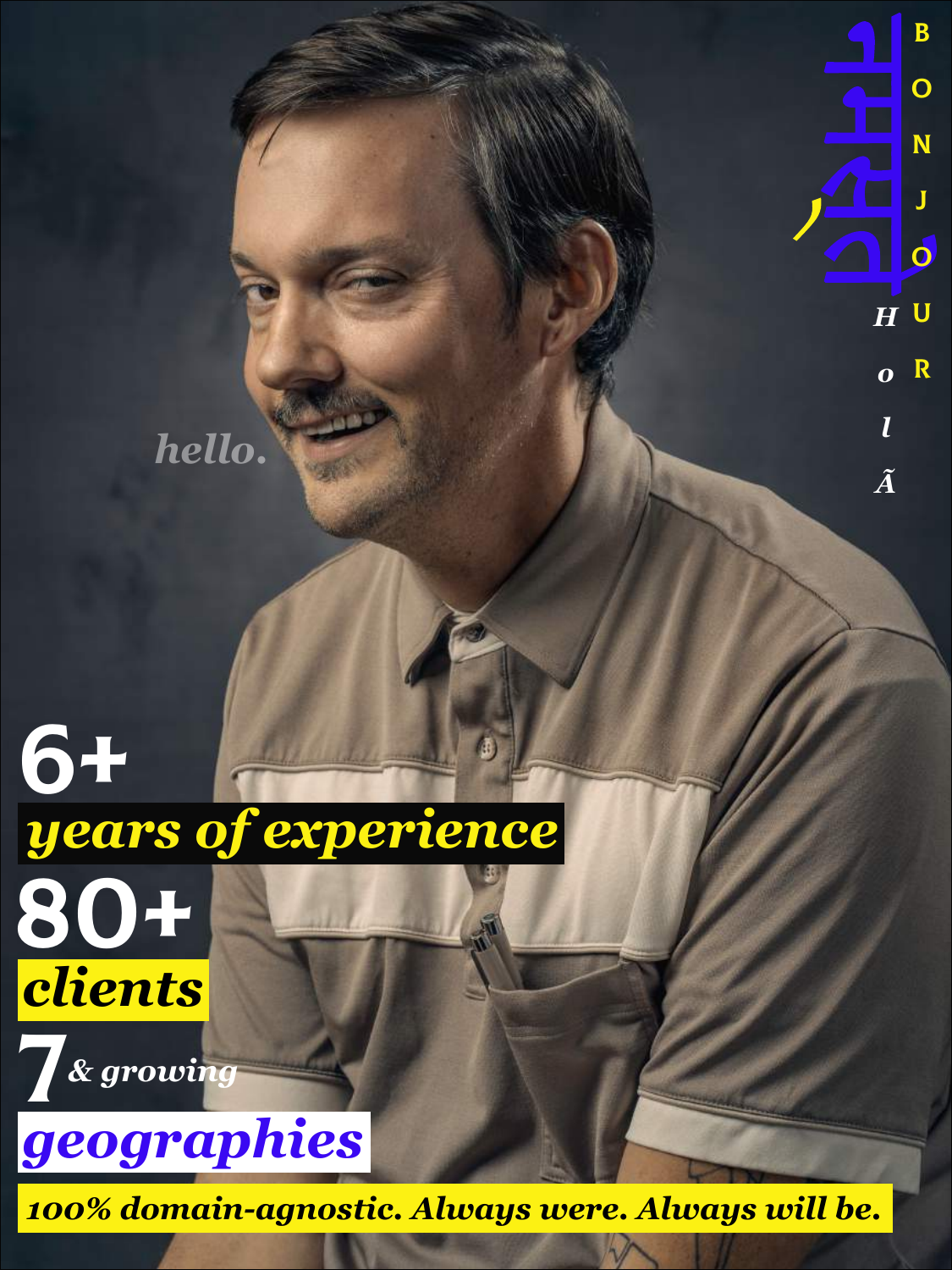BONJOUR

HolÃ

नमस्ते

*hello.*

**6+**

***years of experience***

**80+**

***clients***

**7** *& growing*

***geographies***

***100% domain-agnostic. Always were. Always will be.***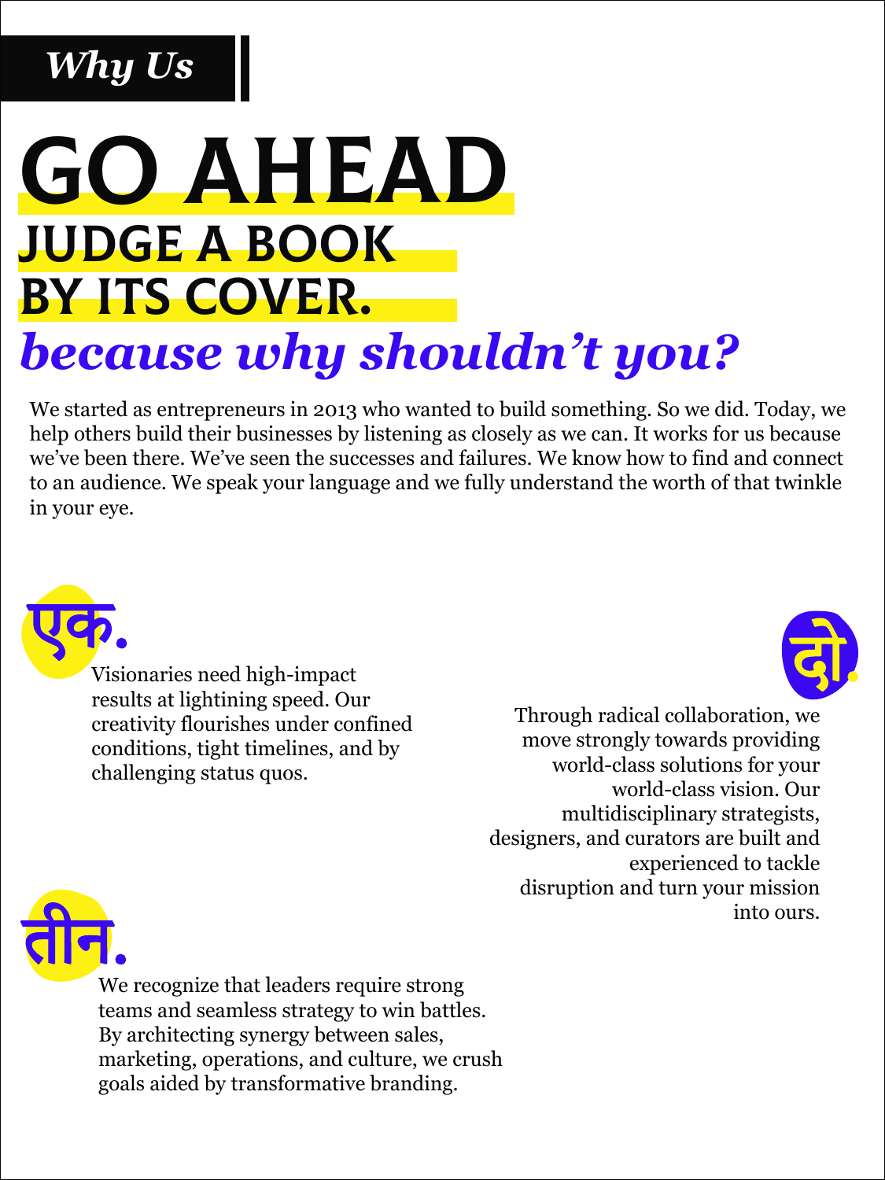## *Why Us*

# GO AHEAD

## JUDGE A BOOK BY ITS COVER.

## *because why shouldn't you?*

We started as entrepreneurs in 2013 who wanted to build something. So we did. Today, we help others build their businesses by listening as closely as we can. It works for us because we've been there. We've seen the successes and failures. We know how to find and connect to an audience. We speak your language and we fully understand the worth of that twinkle in your eye.

### एक.

Visionaries need high-impact results at lightining speed. Our creativity flourishes under confined conditions, tight timelines, and by challenging status quos.

### दो.

Through radical collaboration, we move strongly towards providing world-class solutions for your world-class vision. Our multidisciplinary strategists, designers, and curators are built and experienced to tackle disruption and turn your mission into ours.

### तीन.

We recognize that leaders require strong teams and seamless strategy to win battles. By architecting synergy between sales, marketing, operations, and culture, we crush goals aided by transformative branding.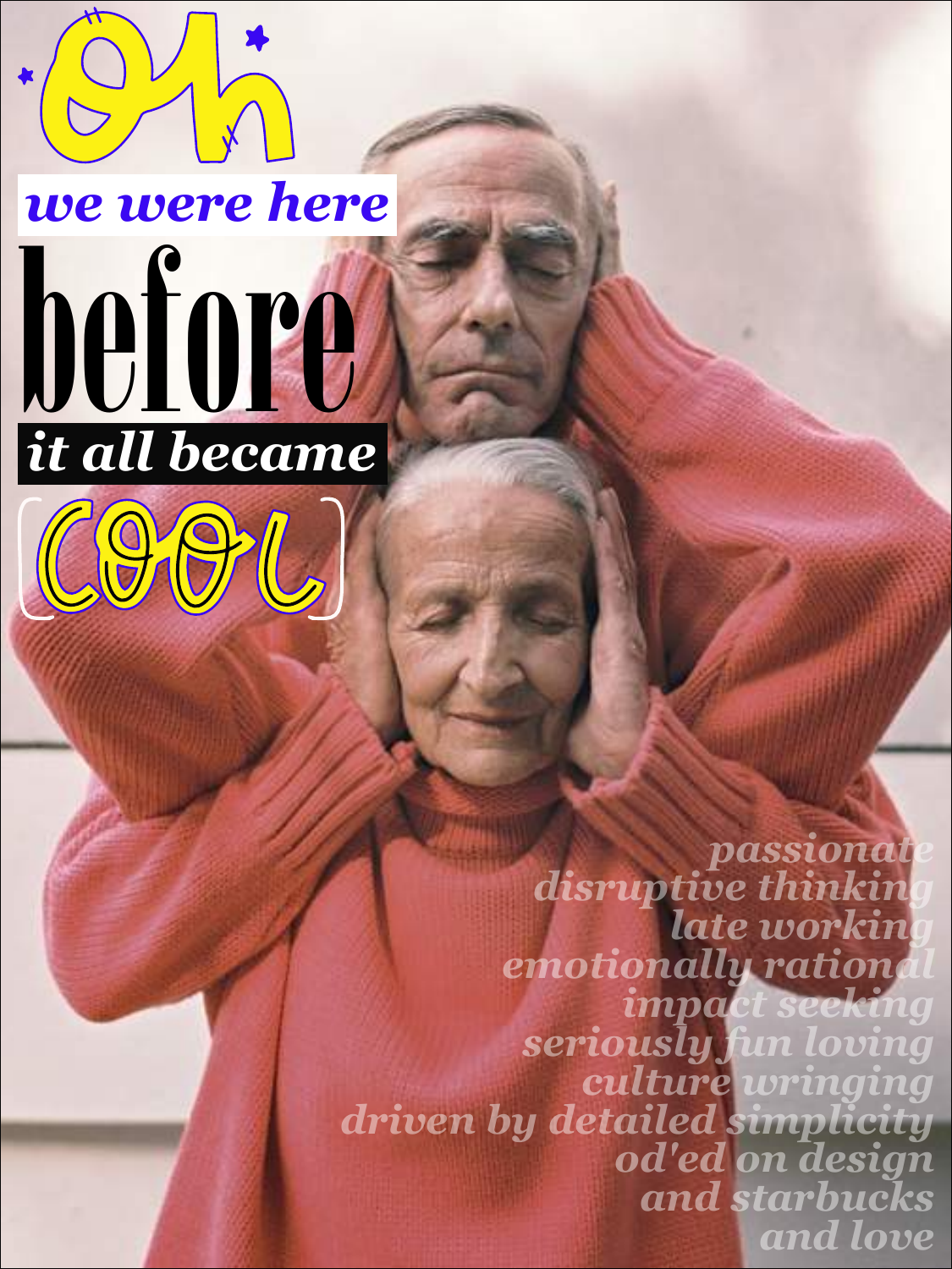# Oh

**we were here**

# before

**it all became**

# COOL

*passionate*
*disruptive thinking*
*late working*
*emotionally rational*
*impact seeking*
*seriously fun loving*
*culture wringing*
*driven by detailed simplicity*
*od'ed on design*
*and starbucks*
*and love*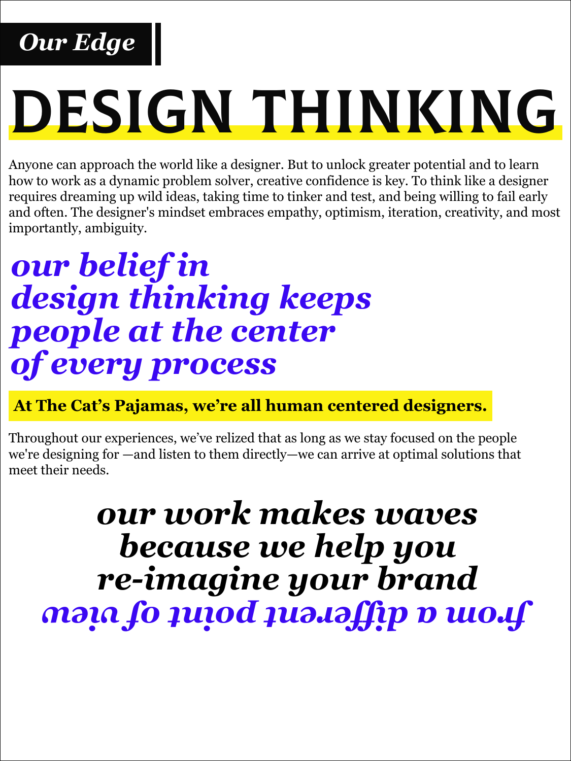**Our Edge**

# DESIGN THINKING

Anyone can approach the world like a designer. But to unlock greater potential and to learn how to work as a dynamic problem solver, creative confidence is key. To think like a designer requires dreaming up wild ideas, taking time to tinker and test, and being willing to fail early and often. The designer's mindset embraces empathy, optimism, iteration, creativity, and most importantly, ambiguity.

***our belief in design thinking keeps people at the center of every process***

**At The Cat's Pajamas, we're all human centered designers.**

Throughout our experiences, we've relized that as long as we stay focused on the people we're designing for —and listen to them directly—we can arrive at optimal solutions that meet their needs.

***our work makes waves because we help you re-imagine your brand from a different point of view***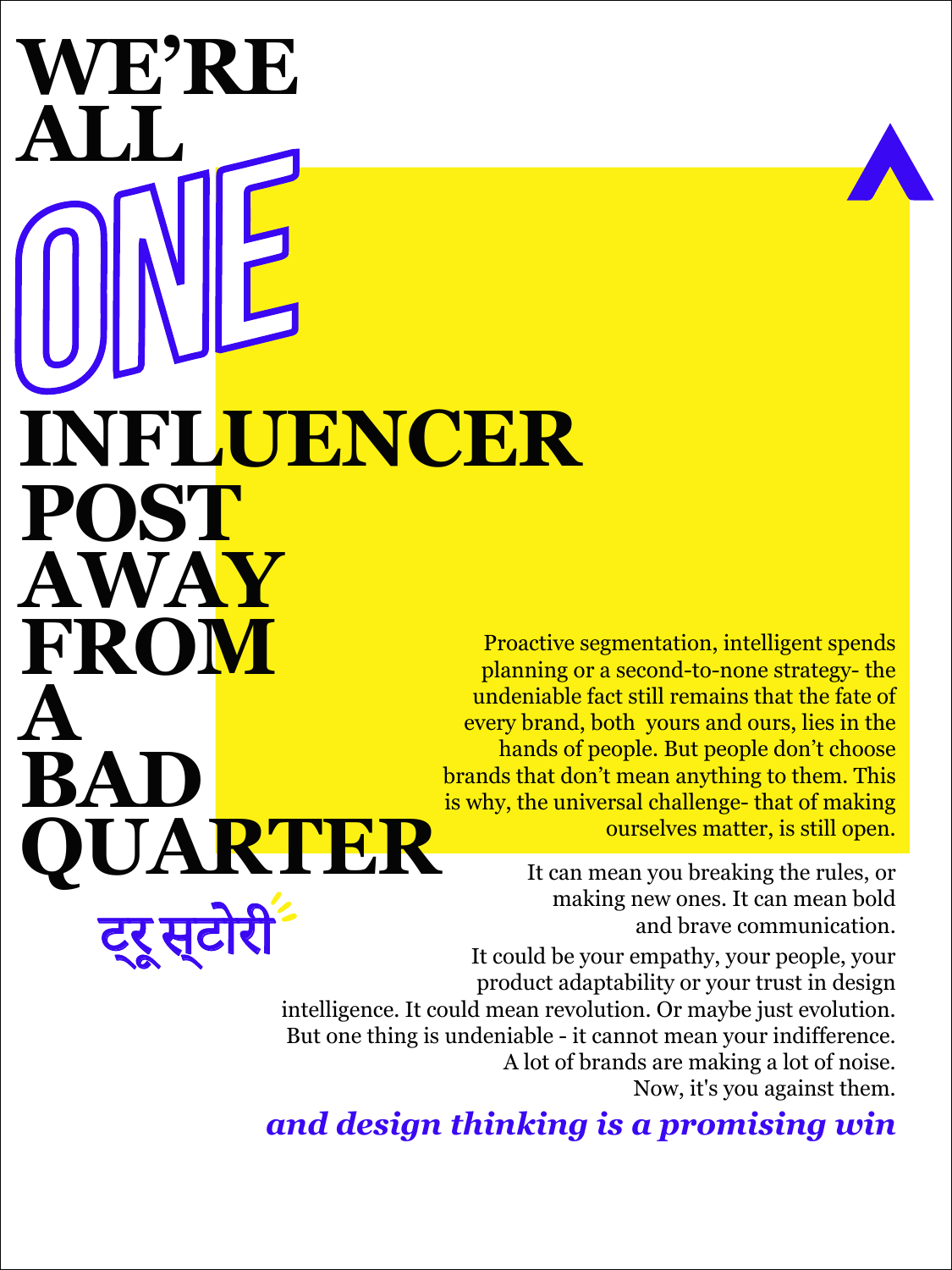# WE'RE ALL ONE INFLUENCER POST AWAY FROM A BAD QUARTER

ट्रू स्टोरी

Proactive segmentation, intelligent spends planning or a second-to-none strategy- the undeniable fact still remains that the fate of every brand, both yours and ours, lies in the hands of people. But people don't choose brands that don't mean anything to them. This is why, the universal challenge- that of making ourselves matter, is still open.

It can mean you breaking the rules, or making new ones. It can mean bold and brave communication.

It could be your empathy, your people, your product adaptability or your trust in design intelligence. It could mean revolution. Or maybe just evolution. But one thing is undeniable - it cannot mean your indifference. A lot of brands are making a lot of noise. Now, it's you against them.

***and design thinking is a promising win***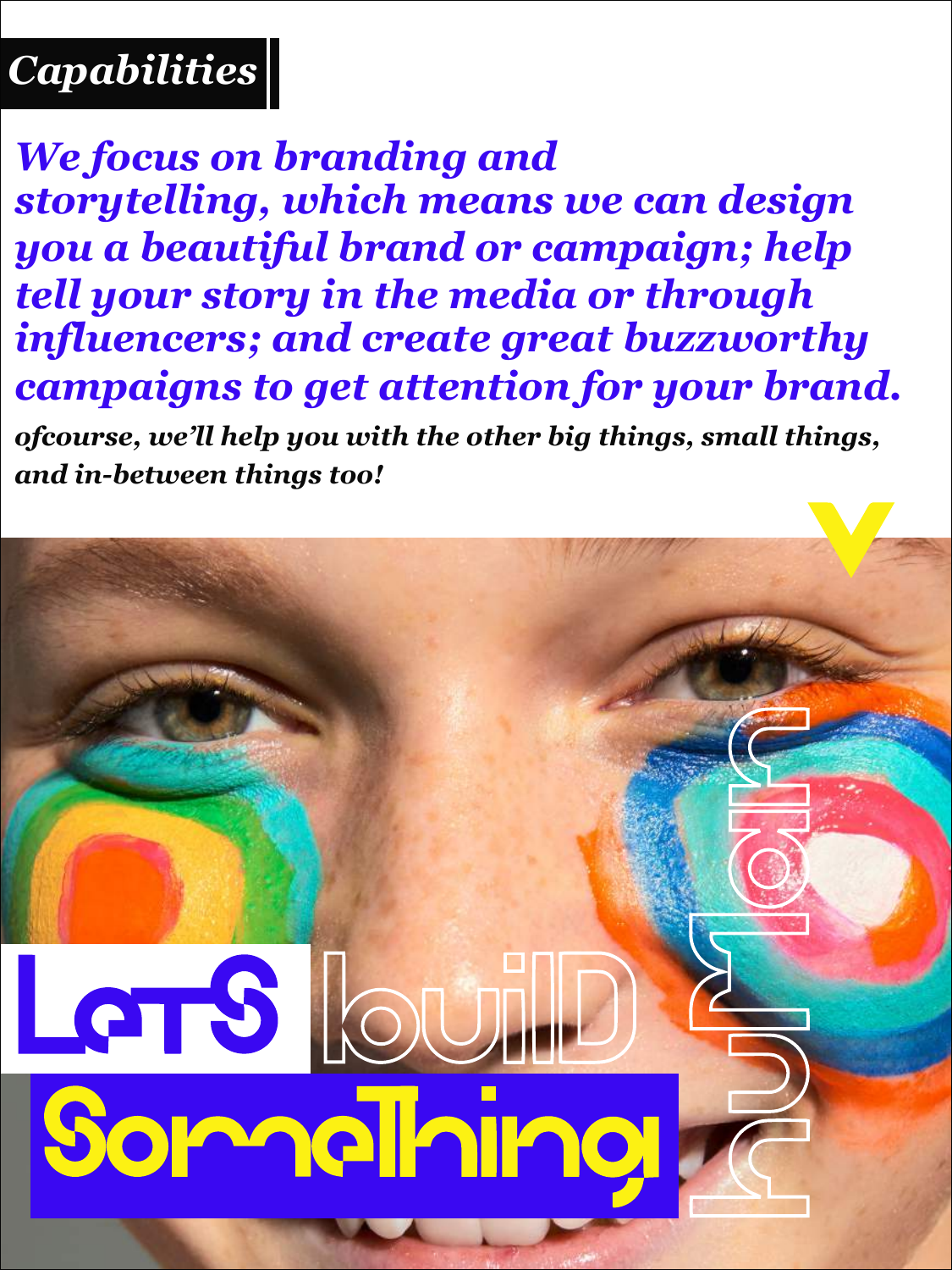## *Capabilities*

***We focus on branding and storytelling, which means we can design you a beautiful brand or campaign; help tell your story in the media or through influencers; and create great buzzworthy campaigns to get attention for your brand.***

***ofcourse, we'll help you with the other big things, small things, and in-between things too!***

LeTS builD SomeThing human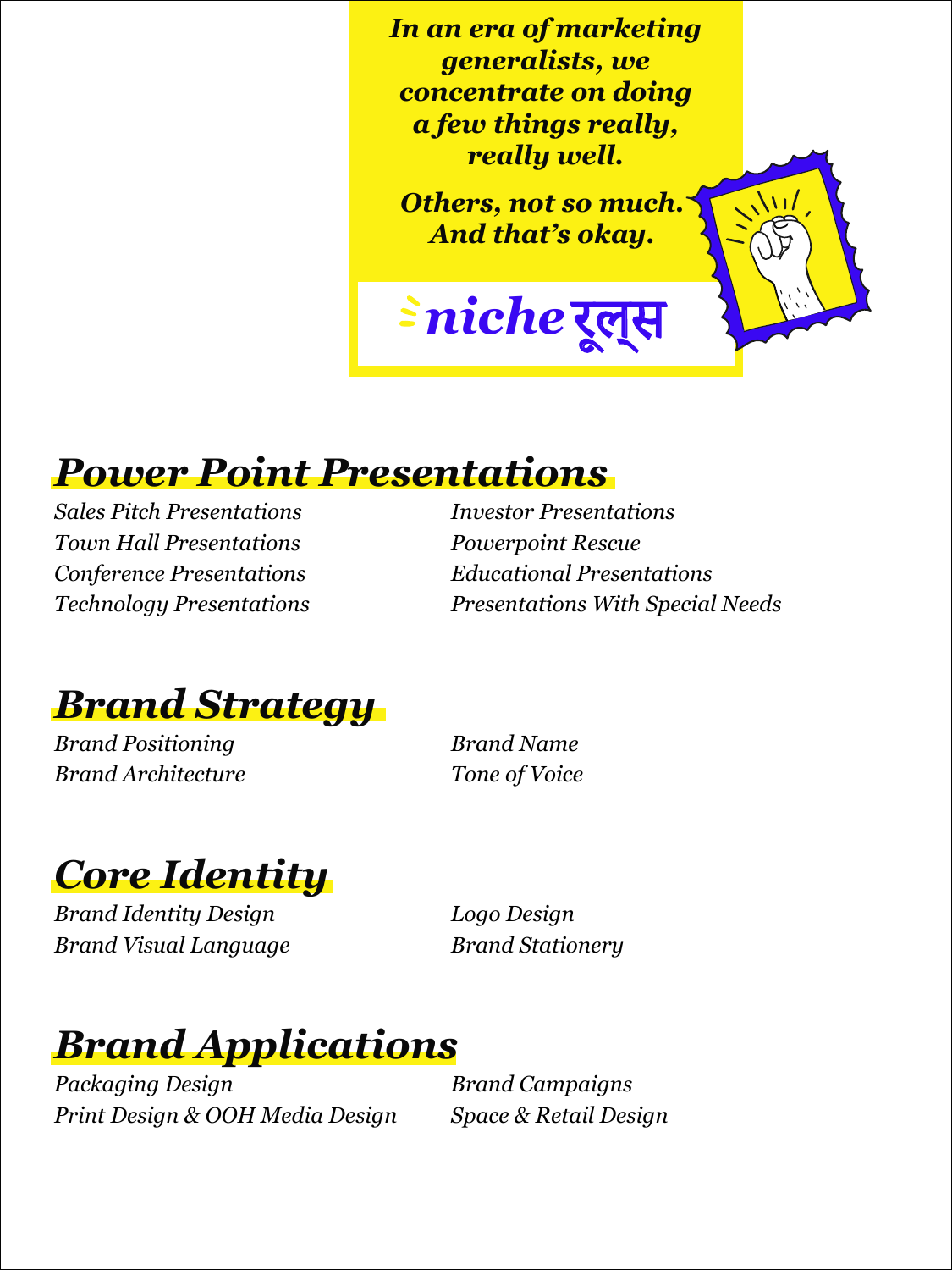***In an era of marketing generalists, we concentrate on doing a few things really, really well.***

***Others, not so much. And that's okay.***

niche रूल्स

## *Power Point Presentations*

*Sales Pitch Presentations*
*Town Hall Presentations*
*Conference Presentations*
*Technology Presentations*
*Investor Presentations*
*Powerpoint Rescue*
*Educational Presentations*
*Presentations With Special Needs*

## *Brand Strategy*

*Brand Positioning*
*Brand Architecture*
*Brand Name*
*Tone of Voice*

## *Core Identity*

*Brand Identity Design*
*Brand Visual Language*
*Logo Design*
*Brand Stationery*

## *Brand Applications*

*Packaging Design*
*Print Design & OOH Media Design*
*Brand Campaigns*
*Space & Retail Design*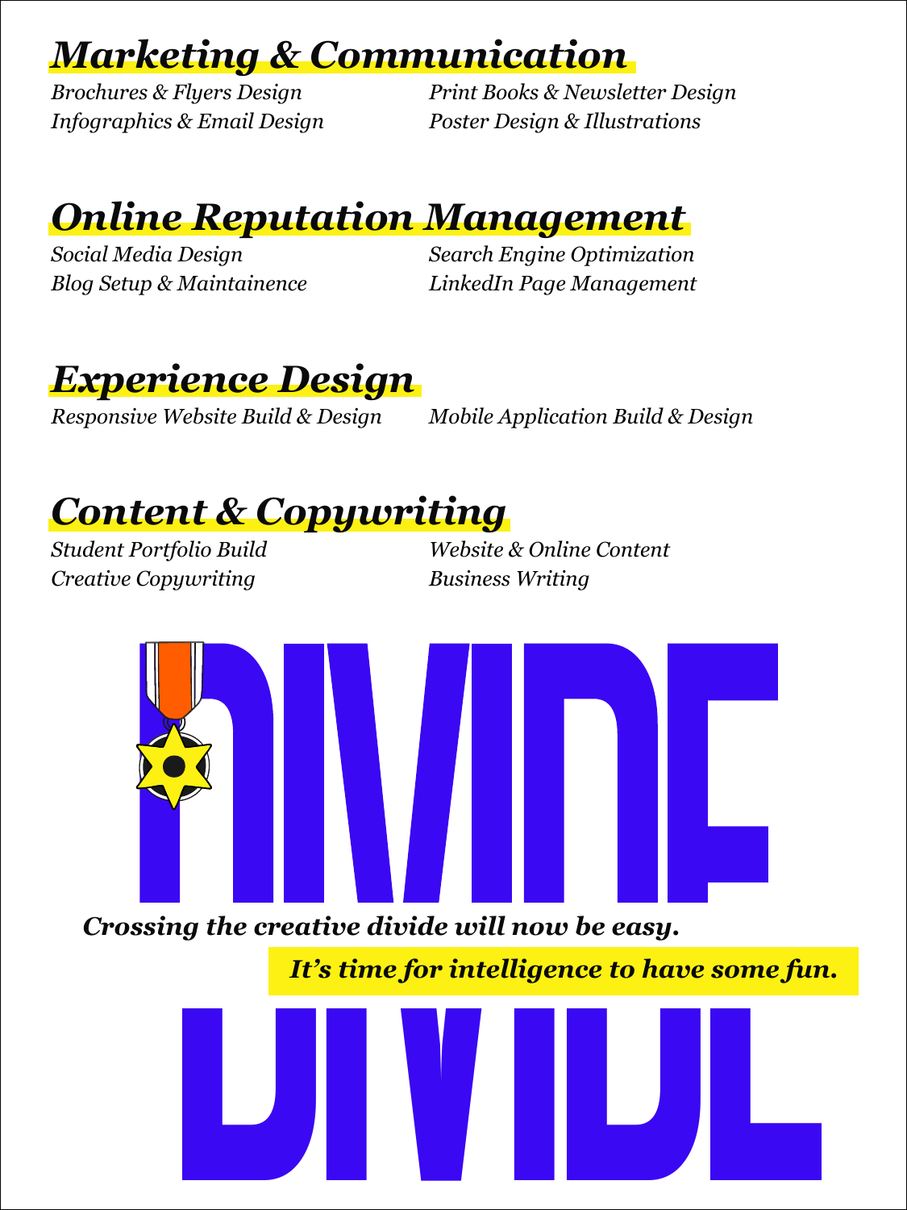## *Marketing & Communication*

*Brochures & Flyers Design*
*Infographics & Email Design*
*Print Books & Newsletter Design*
*Poster Design & Illustrations*

## *Online Reputation Management*

*Social Media Design*
*Blog Setup & Maintainence*
*Search Engine Optimization*
*LinkedIn Page Management*

## *Experience Design*

*Responsive Website Build & Design*
*Mobile Application Build & Design*

## *Content & Copywriting*

*Student Portfolio Build*
*Creative Copywriting*
*Website & Online Content*
*Business Writing*

**DIVIDE**

***Crossing the creative divide will now be easy.***

***It's time for intelligence to have some fun.***

**DIVIDE**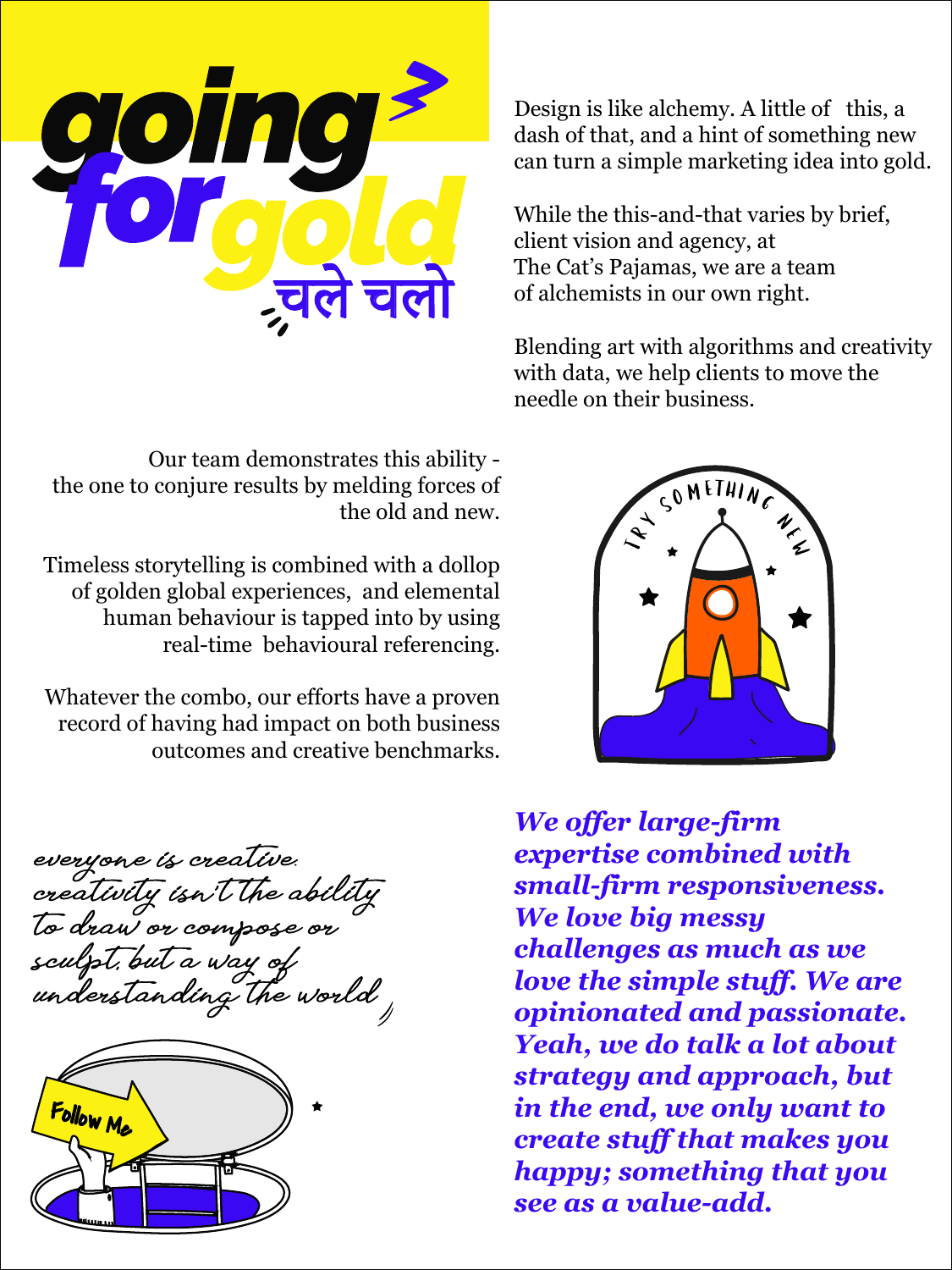# going for gold

चले चलो

Design is like alchemy. A little of this, a dash of that, and a hint of something new can turn a simple marketing idea into gold.

While the this-and-that varies by brief, client vision and agency, at The Cat's Pajamas, we are a team of alchemists in our own right.

Blending art with algorithms and creativity with data, we help clients to move the needle on their business.

Our team demonstrates this ability - the one to conjure results by melding forces of the old and new.

Timeless storytelling is combined with a dollop of golden global experiences, and elemental human behaviour is tapped into by using real-time behavioural referencing.

Whatever the combo, our efforts have a proven record of having had impact on both business outcomes and creative benchmarks.

TRY SOMETHING NEW

*everyone is creative. creativity isn't the ability to draw or compose or sculpt, but a way of understanding the world*

Follow Me

***We offer large-firm expertise combined with small-firm responsiveness. We love big messy challenges as much as we love the simple stuff. We are opinionated and passionate. Yeah, we do talk a lot about strategy and approach, but in the end, we only want to create stuff that makes you happy; something that you see as a value-add.***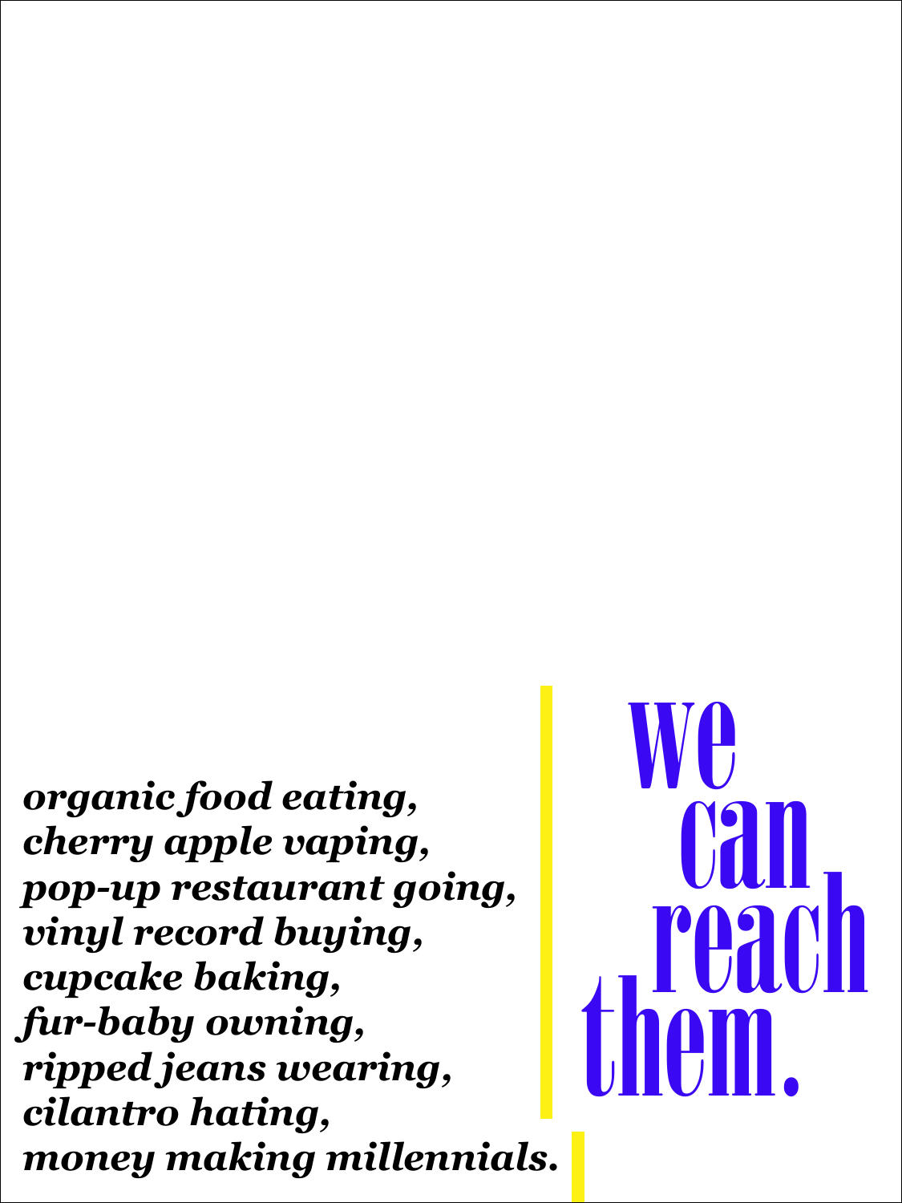***organic food eating,***
***cherry apple vaping,***
***pop-up restaurant going,***
***vinyl record buying,***
***cupcake baking,***
***fur-baby owning,***
***ripped jeans wearing,***
***cilantro hating,***
***money making millennials.***

# we can reach them.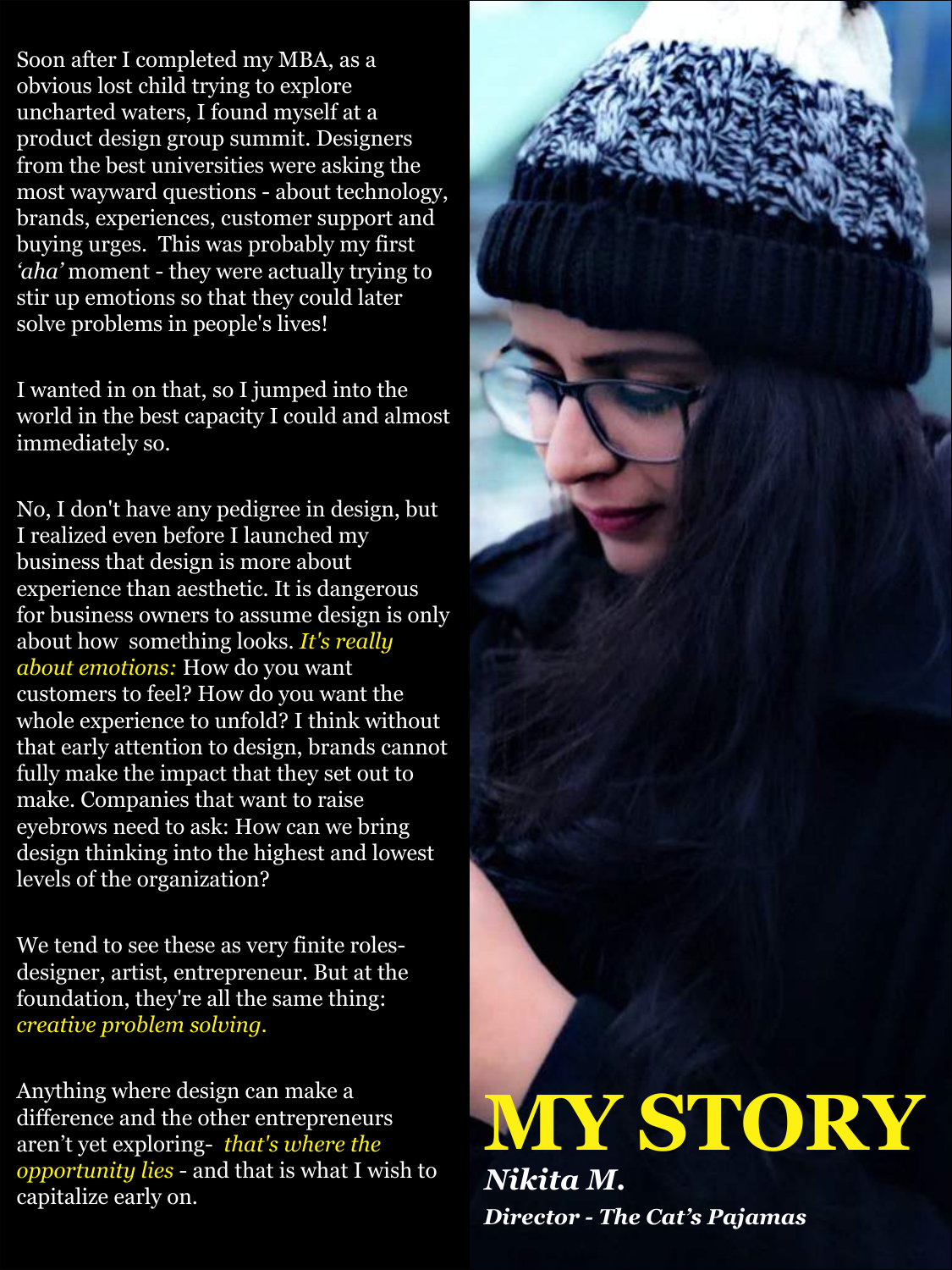# MY STORY

***Nikita M.***

***Director - The Cat's Pajamas***

Soon after I completed my MBA, as a obvious lost child trying to explore uncharted waters, I found myself at a product design group summit. Designers from the best universities were asking the most wayward questions - about technology, brands, experiences, customer support and buying urges. This was probably my first *'aha'* moment - they were actually trying to stir up emotions so that they could later solve problems in people's lives!

I wanted in on that, so I jumped into the world in the best capacity I could and almost immediately so.

No, I don't have any pedigree in design, but I realized even before I launched my business that design is more about experience than aesthetic. It is dangerous for business owners to assume design is only about how something looks. *It's really about emotions:* How do you want customers to feel? How do you want the whole experience to unfold? I think without that early attention to design, brands cannot fully make the impact that they set out to make. Companies that want to raise eyebrows need to ask: How can we bring design thinking into the highest and lowest levels of the organization?

We tend to see these as very finite roles- designer, artist, entrepreneur. But at the foundation, they're all the same thing: *creative problem solving.*

Anything where design can make a difference and the other entrepreneurs aren't yet exploring- *that's where the opportunity lies* - and that is what I wish to capitalize early on.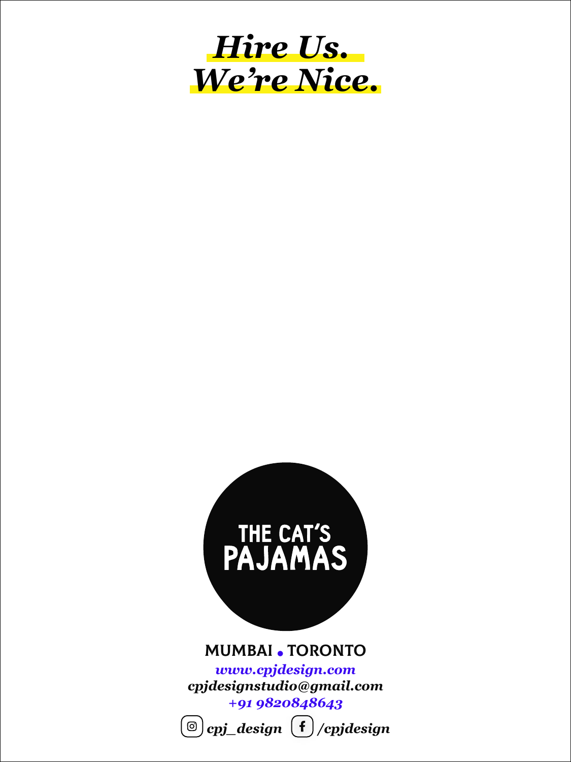# ***Hire Us. We're Nice.***

THE CAT'S PAJAMAS

**MUMBAI • TORONTO**

***www.cpjdesign.com***

***cpjdesignstudio@gmail.com***

***+91 9820848643***

***cpj_design*** ***/cpjdesign***